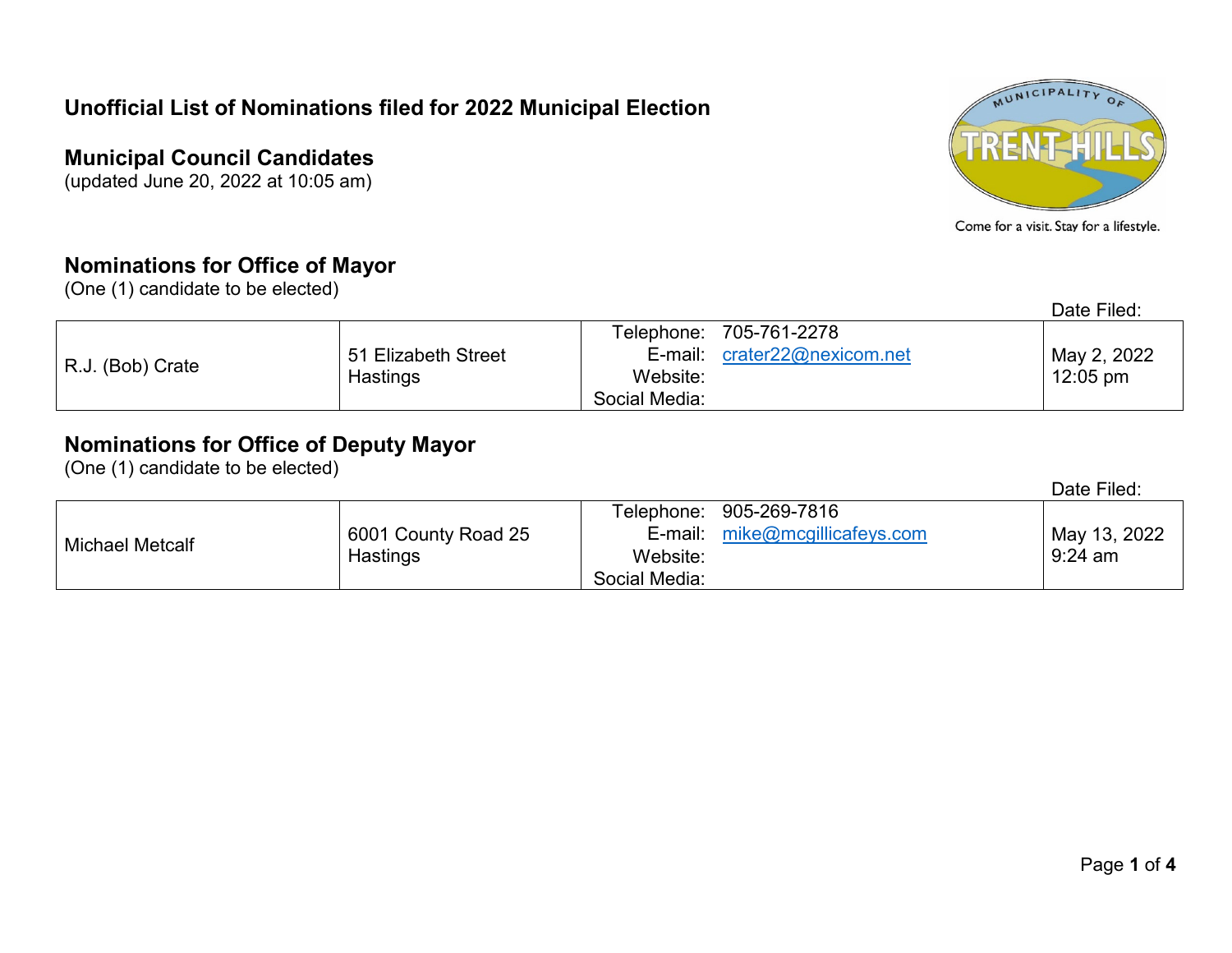# Unofficial List of Nominations filed for 2022 Municipal Election

## Municipal Council Candidates

(updated June 20, 2022 at 10:05 am)

Come for a visit. Stay for a lifestyle.

## Nominations for Office of Mayor

(One (1) candidate to be elected)

| Name | Address | Contact | | Date Filed: |
|---|---|---|---|---|
| R.J. (Bob) Crate | 51 Elizabeth Street<br>Hastings | Telephone:<br>E-mail:<br>Website:<br>Social Media: | 705-761-2278<br>crater22@nexicom.net | May 2, 2022<br>12:05 pm |

## Nominations for Office of Deputy Mayor

(One (1) candidate to be elected)

| Name | Address | Contact | | Date Filed: |
|---|---|---|---|---|
| Michael Metcalf | 6001 County Road 25<br>Hastings | Telephone:<br>E-mail:<br>Website:<br>Social Media: | 905-269-7816<br>mike@mcgillicafeys.com | May 13, 2022<br>9:24 am |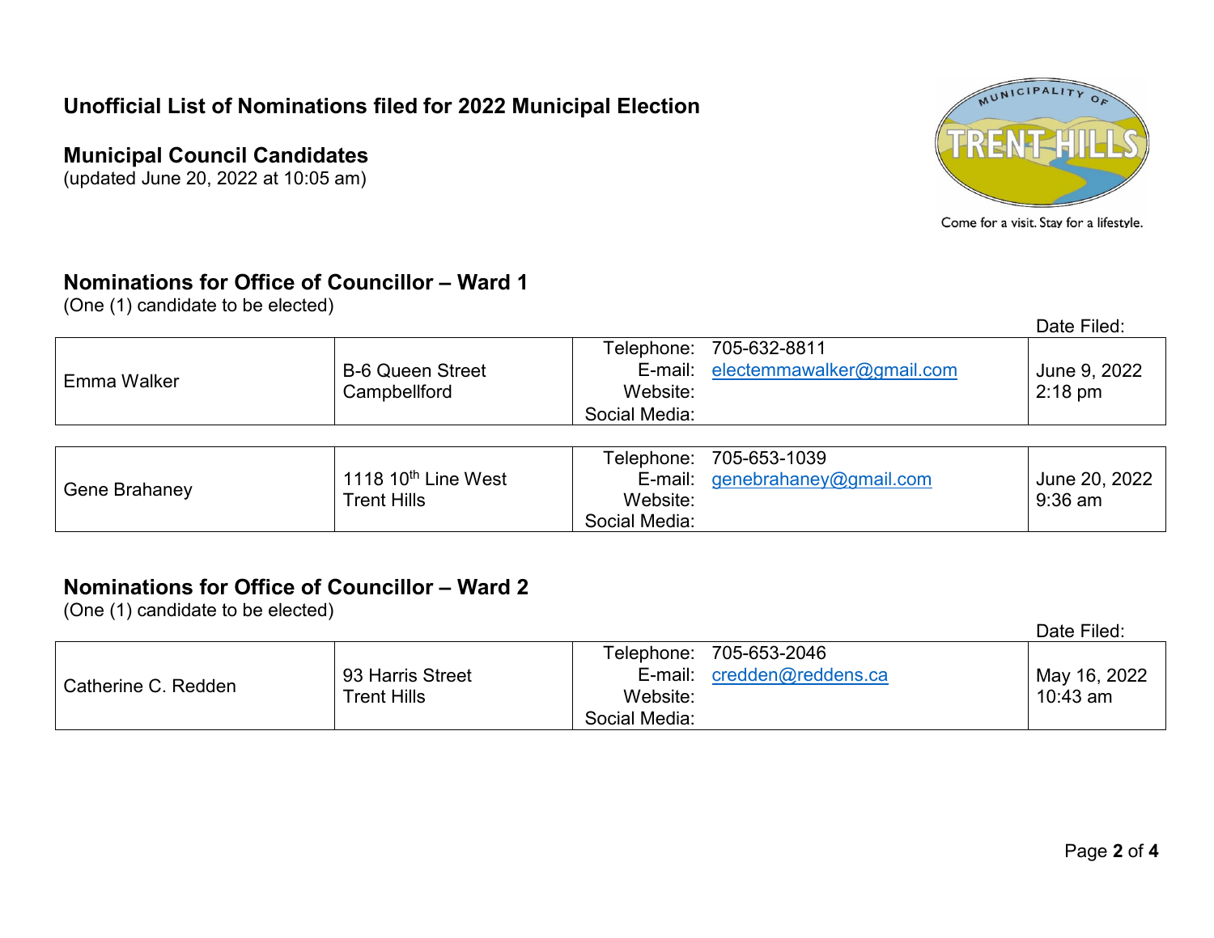# Unofficial List of Nominations filed for 2022 Municipal Election

## Municipal Council Candidates

(updated June 20, 2022 at 10:05 am)

Come for a visit. Stay for a lifestyle.

### Nominations for Office of Councillor – Ward 1

(One (1) candidate to be elected)

| Name | Address | Contact | Date Filed: |
|---|---|---|---|
| Emma Walker | B-6 Queen Street Campbellford | Telephone: 705-632-8811<br>E-mail: electemmawalker@gmail.com<br>Website:<br>Social Media: | June 9, 2022 2:18 pm |
| Gene Brahaney | 1118 10th Line West Trent Hills | Telephone: 705-653-1039<br>E-mail: genebrahaney@gmail.com<br>Website:<br>Social Media: | June 20, 2022 9:36 am |

### Nominations for Office of Councillor – Ward 2

(One (1) candidate to be elected)

| Name | Address | Contact | Date Filed: |
|---|---|---|---|
| Catherine C. Redden | 93 Harris Street Trent Hills | Telephone: 705-653-2046<br>E-mail: credden@reddens.ca<br>Website:<br>Social Media: | May 16, 2022 10:43 am |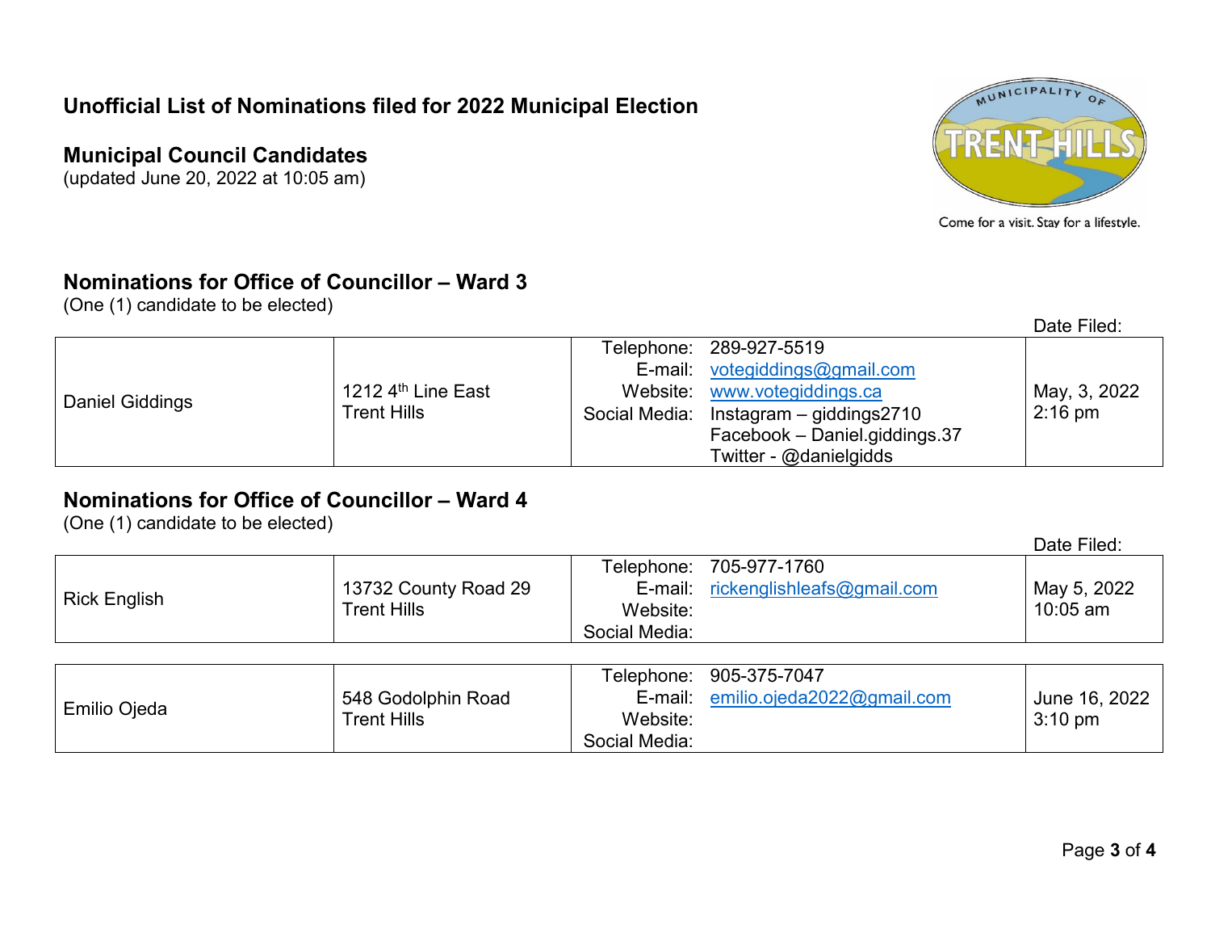**Unofficial List of Nominations filed for 2022 Municipal Election**

## Municipal Council Candidates

(updated June 20, 2022 at 10:05 am)

### Nominations for Office of Councillor – Ward 3

(One (1) candidate to be elected)

| Candidate | Address | Contact | Date Filed: |
|---|---|---|---|
| Daniel Giddings | 1212 4th Line East<br>Trent Hills | Telephone: 289-927-5519<br>E-mail: votegiddings@gmail.com<br>Website: www.votegiddings.ca<br>Social Media: Instagram – giddings2710<br>Facebook – Daniel.giddings.37<br>Twitter - @danielgidds | May, 3, 2022<br>2:16 pm |

### Nominations for Office of Councillor – Ward 4

(One (1) candidate to be elected)

| Candidate | Address | Contact | Date Filed: |
|---|---|---|---|
| Rick English | 13732 County Road 29<br>Trent Hills | Telephone: 705-977-1760<br>E-mail: rickenglishleafs@gmail.com<br>Website:<br>Social Media: | May 5, 2022<br>10:05 am |
| Emilio Ojeda | 548 Godolphin Road<br>Trent Hills | Telephone: 905-375-7047<br>E-mail: emilio.ojeda2022@gmail.com<br>Website:<br>Social Media: | June 16, 2022<br>3:10 pm |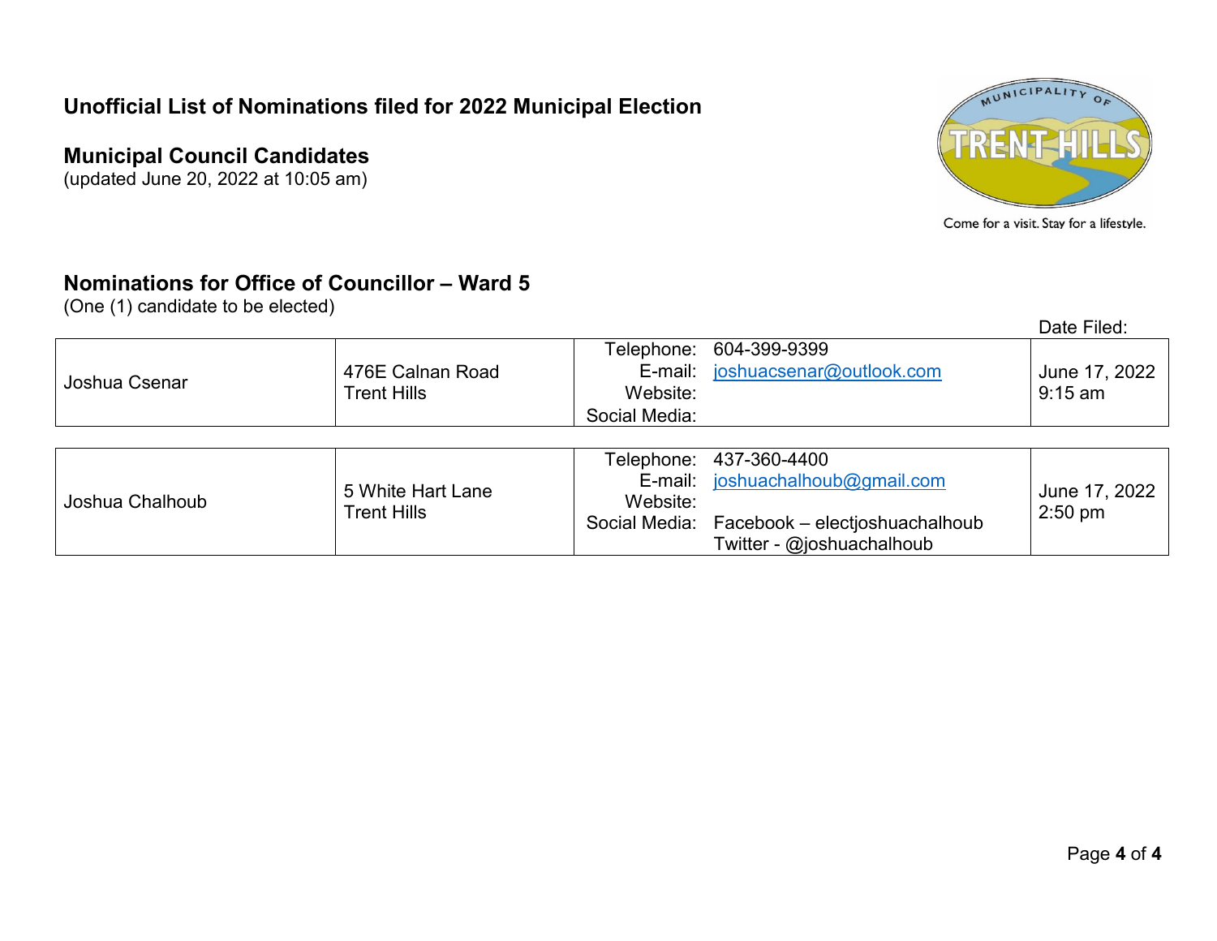# Unofficial List of Nominations filed for 2022 Municipal Election

## Municipal Council Candidates

(updated June 20, 2022 at 10:05 am)

Come for a visit. Stay for a lifestyle.

## Nominations for Office of Councillor – Ward 5

(One (1) candidate to be elected)

| | | | Date Filed: |
|---|---|---|---|
| Joshua Csenar | 476E Calnan Road<br>Trent Hills | Telephone: 604-399-9399<br>E-mail: joshuacsenar@outlook.com<br>Website:<br>Social Media: | June 17, 2022<br>9:15 am |
| Joshua Chalhoub | 5 White Hart Lane<br>Trent Hills | Telephone: 437-360-4400<br>E-mail: joshuachalhoub@gmail.com<br>Website:<br>Social Media: Facebook – electjoshuachalhoub<br>Twitter - @joshuachalhoub | June 17, 2022<br>2:50 pm |